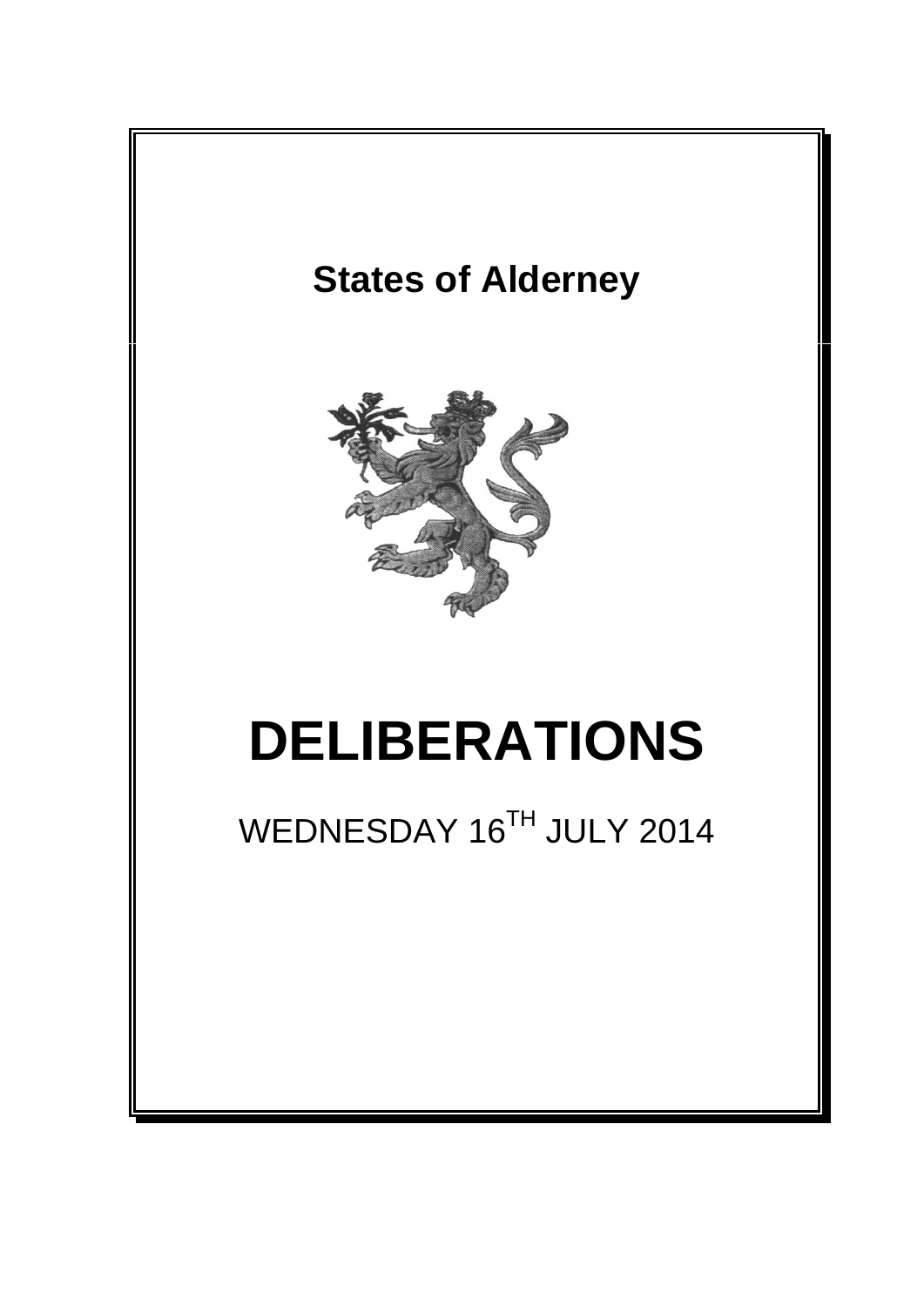# States of Alderney

# DELIBERATIONS

WEDNESDAY 16TH JULY 2014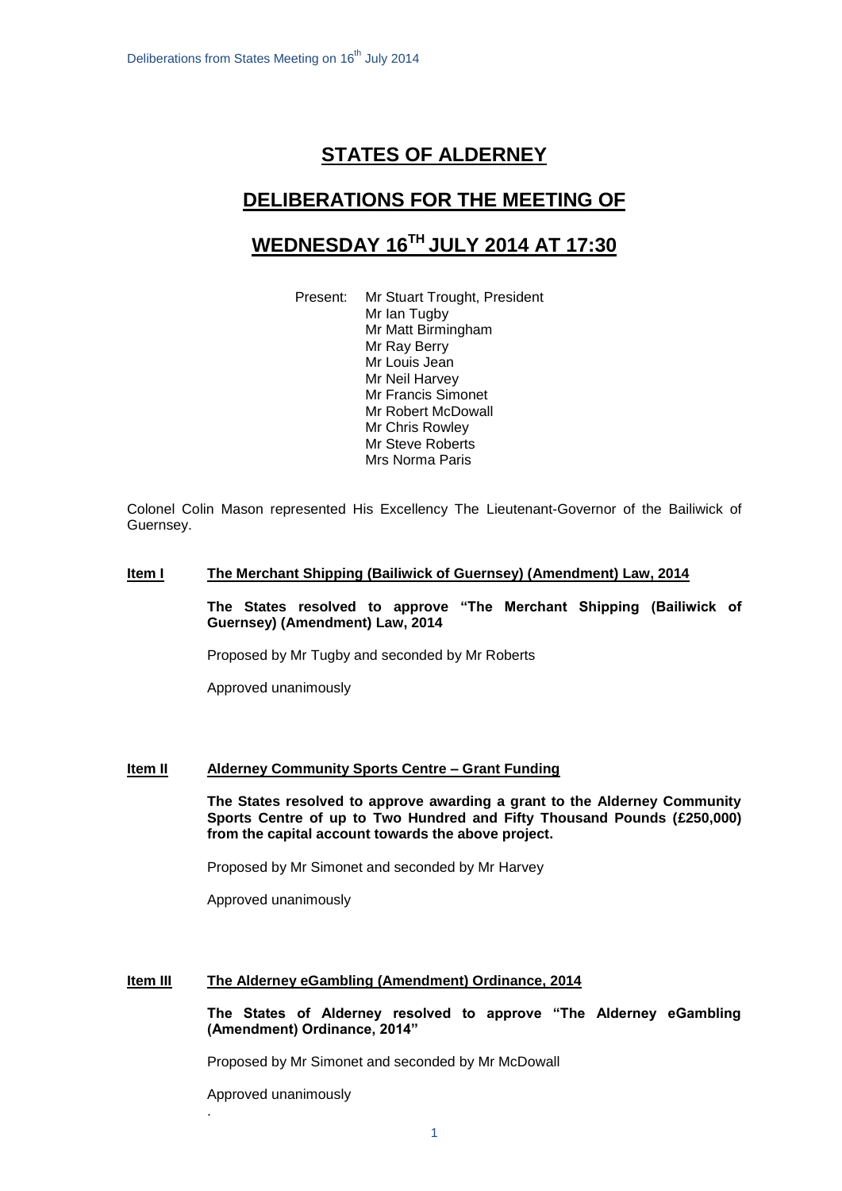# STATES OF ALDERNEY

## DELIBERATIONS FOR THE MEETING OF

## WEDNESDAY 16TH JULY 2014 AT 17:30

Present: Mr Stuart Trought, President
Mr Ian Tugby
Mr Matt Birmingham
Mr Ray Berry
Mr Louis Jean
Mr Neil Harvey
Mr Francis Simonet
Mr Robert McDowall
Mr Chris Rowley
Mr Steve Roberts
Mrs Norma Paris

Colonel Colin Mason represented His Excellency The Lieutenant-Governor of the Bailiwick of Guernsey.

**Item I** **The Merchant Shipping (Bailiwick of Guernsey) (Amendment) Law, 2014**

**The States resolved to approve "The Merchant Shipping (Bailiwick of Guernsey) (Amendment) Law, 2014**

Proposed by Mr Tugby and seconded by Mr Roberts

Approved unanimously

**Item II** **Alderney Community Sports Centre – Grant Funding**

**The States resolved to approve awarding a grant to the Alderney Community Sports Centre of up to Two Hundred and Fifty Thousand Pounds (£250,000) from the capital account towards the above project.**

Proposed by Mr Simonet and seconded by Mr Harvey

Approved unanimously

**Item III** **The Alderney eGambling (Amendment) Ordinance, 2014**

**The States of Alderney resolved to approve "The Alderney eGambling (Amendment) Ordinance, 2014"**

Proposed by Mr Simonet and seconded by Mr McDowall

Approved unanimously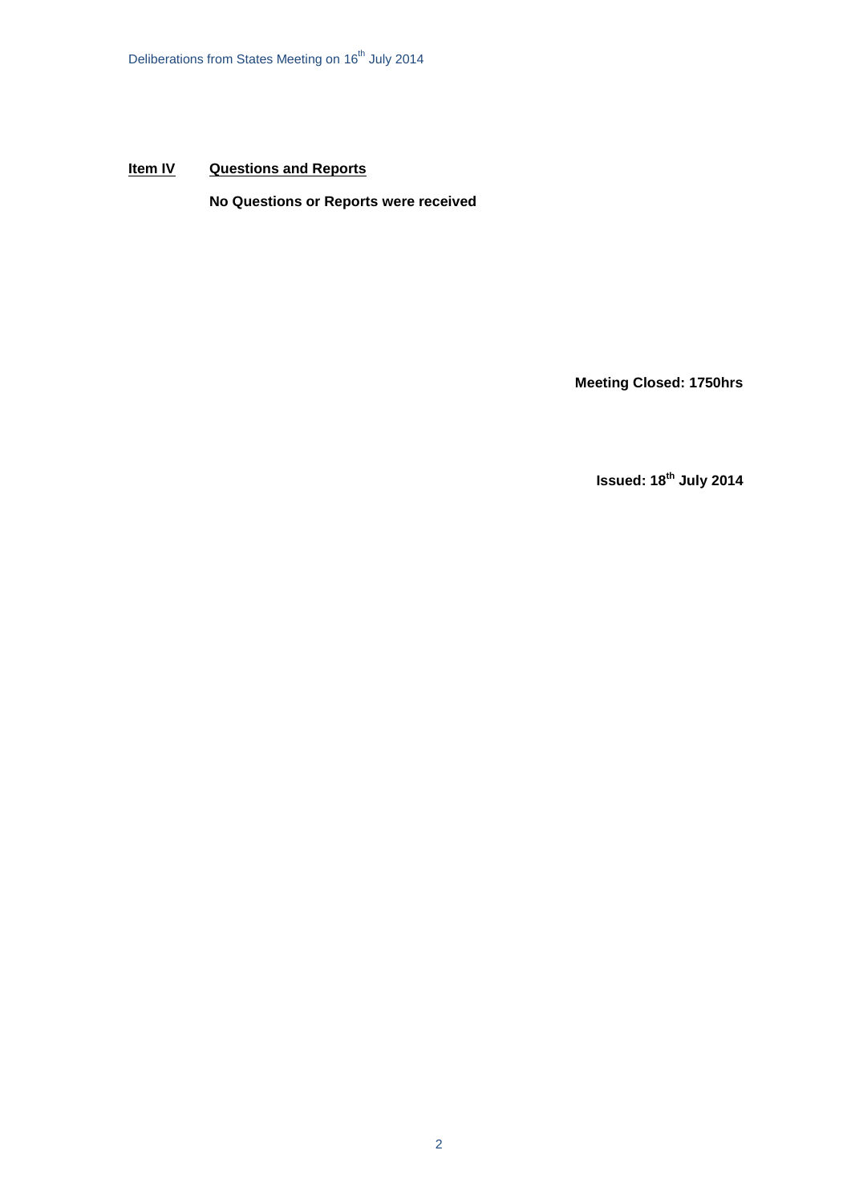**Item IV** **Questions and Reports**

**No Questions or Reports were received**

**Meeting Closed: 1750hrs**

**Issued: 18th July 2014**